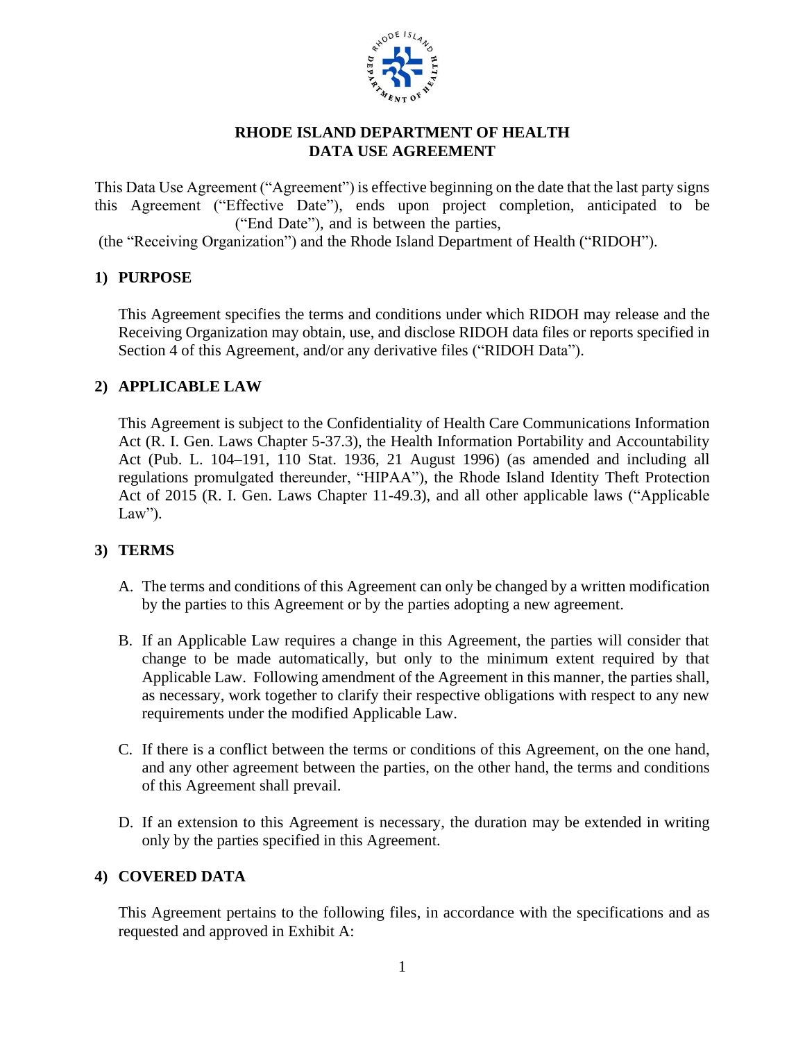# RHODE ISLAND DEPARTMENT OF HEALTH
# DATA USE AGREEMENT

This Data Use Agreement ("Agreement") is effective beginning on the date that the last party signs this Agreement ("Effective Date"), ends upon project completion, anticipated to be ("End Date"), and is between the parties, (the "Receiving Organization") and the Rhode Island Department of Health ("RIDOH").

## 1) PURPOSE

This Agreement specifies the terms and conditions under which RIDOH may release and the Receiving Organization may obtain, use, and disclose RIDOH data files or reports specified in Section 4 of this Agreement, and/or any derivative files ("RIDOH Data").

## 2) APPLICABLE LAW

This Agreement is subject to the Confidentiality of Health Care Communications Information Act (R. I. Gen. Laws Chapter 5-37.3), the Health Information Portability and Accountability Act (Pub. L. 104–191, 110 Stat. 1936, 21 August 1996) (as amended and including all regulations promulgated thereunder, "HIPAA"), the Rhode Island Identity Theft Protection Act of 2015 (R. I. Gen. Laws Chapter 11-49.3), and all other applicable laws ("Applicable Law").

## 3) TERMS

A. The terms and conditions of this Agreement can only be changed by a written modification by the parties to this Agreement or by the parties adopting a new agreement.

B. If an Applicable Law requires a change in this Agreement, the parties will consider that change to be made automatically, but only to the minimum extent required by that Applicable Law. Following amendment of the Agreement in this manner, the parties shall, as necessary, work together to clarify their respective obligations with respect to any new requirements under the modified Applicable Law.

C. If there is a conflict between the terms or conditions of this Agreement, on the one hand, and any other agreement between the parties, on the other hand, the terms and conditions of this Agreement shall prevail.

D. If an extension to this Agreement is necessary, the duration may be extended in writing only by the parties specified in this Agreement.

## 4) COVERED DATA

This Agreement pertains to the following files, in accordance with the specifications and as requested and approved in Exhibit A: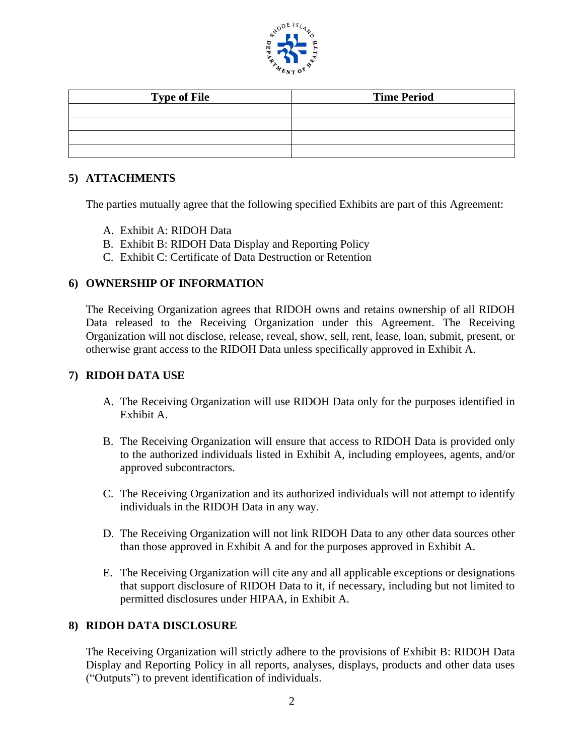| Type of File | Time Period |
| --- | --- |
| | |
| | |
| | |
| | |

## 5) ATTACHMENTS

The parties mutually agree that the following specified Exhibits are part of this Agreement:

A. Exhibit A: RIDOH Data
B. Exhibit B: RIDOH Data Display and Reporting Policy
C. Exhibit C: Certificate of Data Destruction or Retention

## 6) OWNERSHIP OF INFORMATION

The Receiving Organization agrees that RIDOH owns and retains ownership of all RIDOH Data released to the Receiving Organization under this Agreement. The Receiving Organization will not disclose, release, reveal, show, sell, rent, lease, loan, submit, present, or otherwise grant access to the RIDOH Data unless specifically approved in Exhibit A.

## 7) RIDOH DATA USE

A. The Receiving Organization will use RIDOH Data only for the purposes identified in Exhibit A.

B. The Receiving Organization will ensure that access to RIDOH Data is provided only to the authorized individuals listed in Exhibit A, including employees, agents, and/or approved subcontractors.

C. The Receiving Organization and its authorized individuals will not attempt to identify individuals in the RIDOH Data in any way.

D. The Receiving Organization will not link RIDOH Data to any other data sources other than those approved in Exhibit A and for the purposes approved in Exhibit A.

E. The Receiving Organization will cite any and all applicable exceptions or designations that support disclosure of RIDOH Data to it, if necessary, including but not limited to permitted disclosures under HIPAA, in Exhibit A.

## 8) RIDOH DATA DISCLOSURE

The Receiving Organization will strictly adhere to the provisions of Exhibit B: RIDOH Data Display and Reporting Policy in all reports, analyses, displays, products and other data uses ("Outputs") to prevent identification of individuals.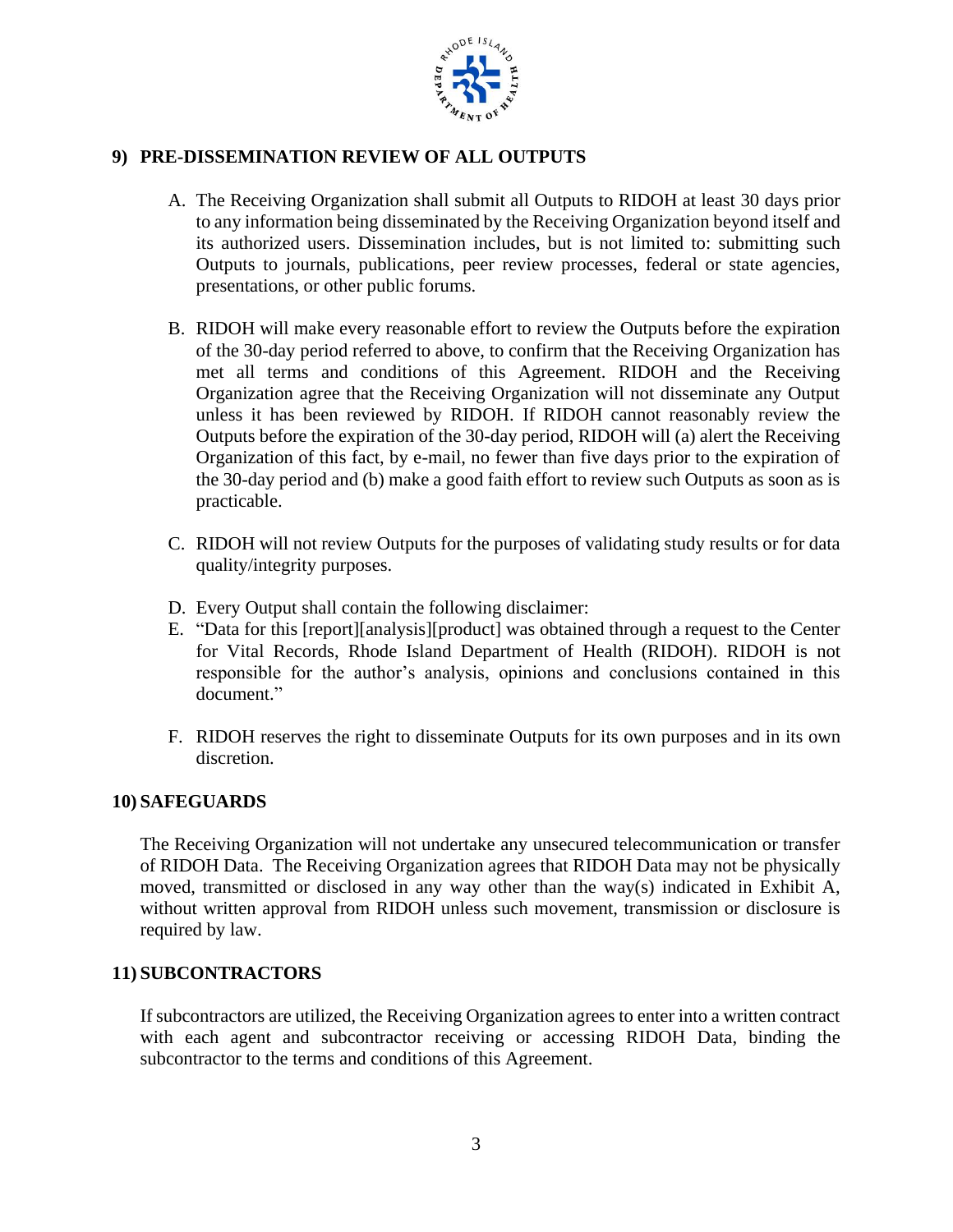## 9) PRE-DISSEMINATION REVIEW OF ALL OUTPUTS

A. The Receiving Organization shall submit all Outputs to RIDOH at least 30 days prior to any information being disseminated by the Receiving Organization beyond itself and its authorized users. Dissemination includes, but is not limited to: submitting such Outputs to journals, publications, peer review processes, federal or state agencies, presentations, or other public forums.

B. RIDOH will make every reasonable effort to review the Outputs before the expiration of the 30-day period referred to above, to confirm that the Receiving Organization has met all terms and conditions of this Agreement. RIDOH and the Receiving Organization agree that the Receiving Organization will not disseminate any Output unless it has been reviewed by RIDOH. If RIDOH cannot reasonably review the Outputs before the expiration of the 30-day period, RIDOH will (a) alert the Receiving Organization of this fact, by e-mail, no fewer than five days prior to the expiration of the 30-day period and (b) make a good faith effort to review such Outputs as soon as is practicable.

C. RIDOH will not review Outputs for the purposes of validating study results or for data quality/integrity purposes.

D. Every Output shall contain the following disclaimer:

E. "Data for this [report][analysis][product] was obtained through a request to the Center for Vital Records, Rhode Island Department of Health (RIDOH). RIDOH is not responsible for the author's analysis, opinions and conclusions contained in this document."

F. RIDOH reserves the right to disseminate Outputs for its own purposes and in its own discretion.

## 10) SAFEGUARDS

The Receiving Organization will not undertake any unsecured telecommunication or transfer of RIDOH Data. The Receiving Organization agrees that RIDOH Data may not be physically moved, transmitted or disclosed in any way other than the way(s) indicated in Exhibit A, without written approval from RIDOH unless such movement, transmission or disclosure is required by law.

## 11) SUBCONTRACTORS

If subcontractors are utilized, the Receiving Organization agrees to enter into a written contract with each agent and subcontractor receiving or accessing RIDOH Data, binding the subcontractor to the terms and conditions of this Agreement.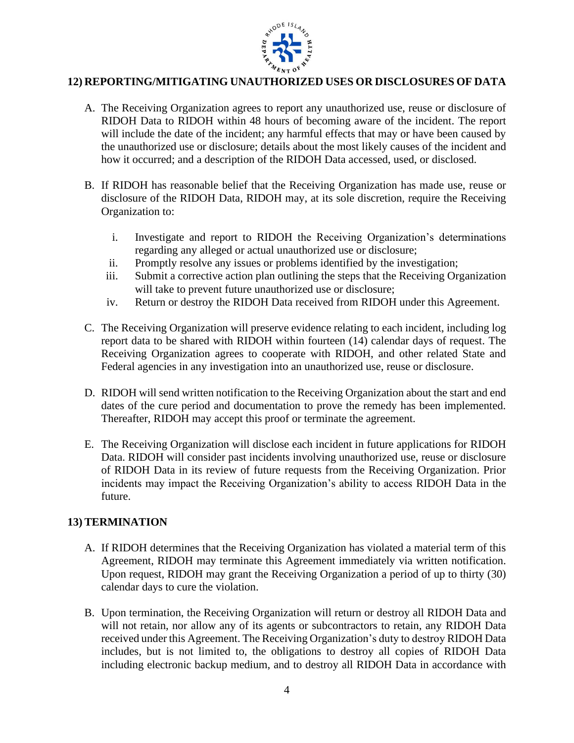## 12) REPORTING/MITIGATING UNAUTHORIZED USES OR DISCLOSURES OF DATA

A. The Receiving Organization agrees to report any unauthorized use, reuse or disclosure of RIDOH Data to RIDOH within 48 hours of becoming aware of the incident. The report will include the date of the incident; any harmful effects that may or have been caused by the unauthorized use or disclosure; details about the most likely causes of the incident and how it occurred; and a description of the RIDOH Data accessed, used, or disclosed.

B. If RIDOH has reasonable belief that the Receiving Organization has made use, reuse or disclosure of the RIDOH Data, RIDOH may, at its sole discretion, require the Receiving Organization to:

   i. Investigate and report to RIDOH the Receiving Organization's determinations regarding any alleged or actual unauthorized use or disclosure;
   ii. Promptly resolve any issues or problems identified by the investigation;
   iii. Submit a corrective action plan outlining the steps that the Receiving Organization will take to prevent future unauthorized use or disclosure;
   iv. Return or destroy the RIDOH Data received from RIDOH under this Agreement.

C. The Receiving Organization will preserve evidence relating to each incident, including log report data to be shared with RIDOH within fourteen (14) calendar days of request. The Receiving Organization agrees to cooperate with RIDOH, and other related State and Federal agencies in any investigation into an unauthorized use, reuse or disclosure.

D. RIDOH will send written notification to the Receiving Organization about the start and end dates of the cure period and documentation to prove the remedy has been implemented. Thereafter, RIDOH may accept this proof or terminate the agreement.

E. The Receiving Organization will disclose each incident in future applications for RIDOH Data. RIDOH will consider past incidents involving unauthorized use, reuse or disclosure of RIDOH Data in its review of future requests from the Receiving Organization. Prior incidents may impact the Receiving Organization's ability to access RIDOH Data in the future.

## 13) TERMINATION

A. If RIDOH determines that the Receiving Organization has violated a material term of this Agreement, RIDOH may terminate this Agreement immediately via written notification. Upon request, RIDOH may grant the Receiving Organization a period of up to thirty (30) calendar days to cure the violation.

B. Upon termination, the Receiving Organization will return or destroy all RIDOH Data and will not retain, nor allow any of its agents or subcontractors to retain, any RIDOH Data received under this Agreement. The Receiving Organization's duty to destroy RIDOH Data includes, but is not limited to, the obligations to destroy all copies of RIDOH Data including electronic backup medium, and to destroy all RIDOH Data in accordance with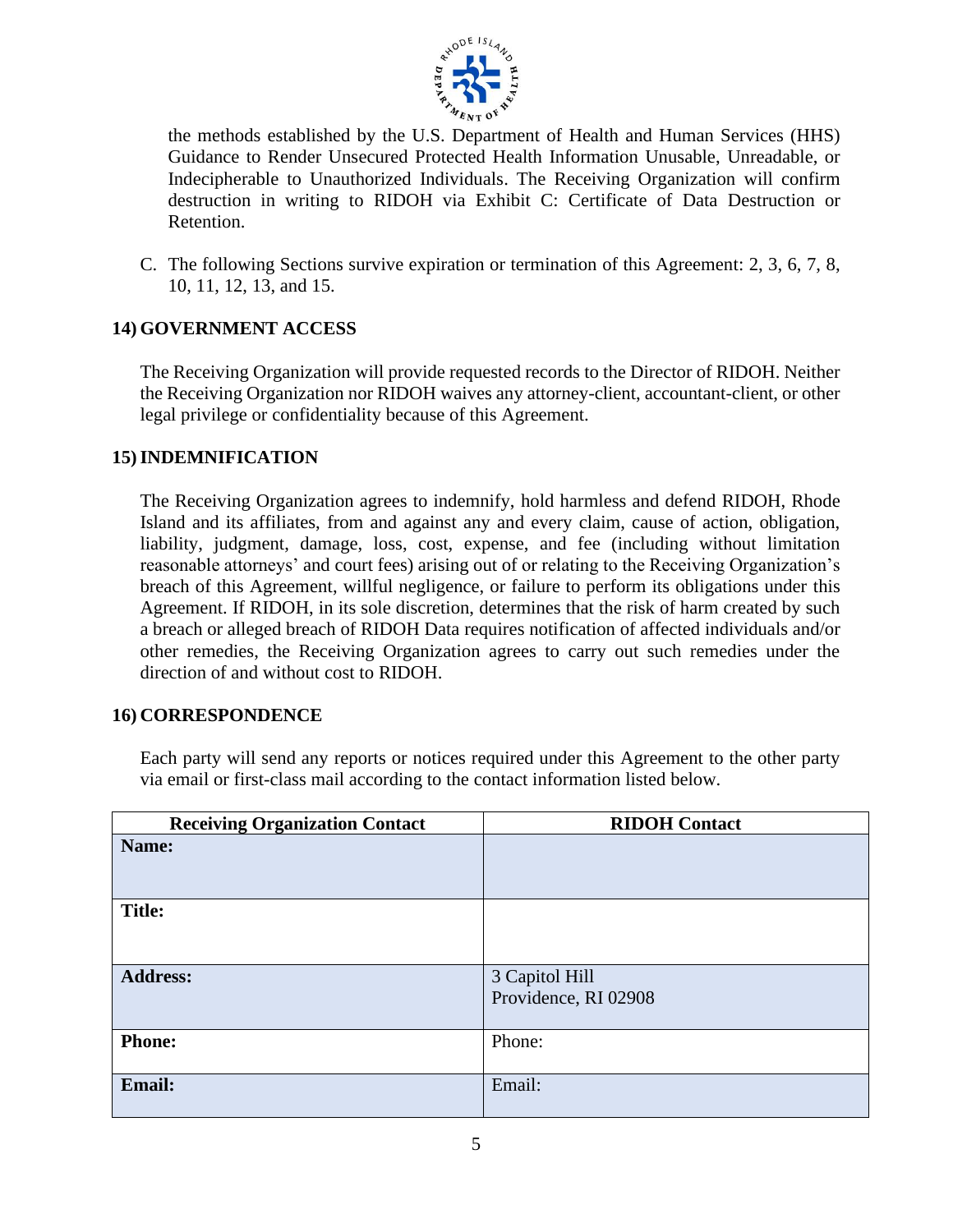the methods established by the U.S. Department of Health and Human Services (HHS) Guidance to Render Unsecured Protected Health Information Unusable, Unreadable, or Indecipherable to Unauthorized Individuals. The Receiving Organization will confirm destruction in writing to RIDOH via Exhibit C: Certificate of Data Destruction or Retention.

C. The following Sections survive expiration or termination of this Agreement: 2, 3, 6, 7, 8, 10, 11, 12, 13, and 15.

## 14) GOVERNMENT ACCESS

The Receiving Organization will provide requested records to the Director of RIDOH. Neither the Receiving Organization nor RIDOH waives any attorney-client, accountant-client, or other legal privilege or confidentiality because of this Agreement.

## 15) INDEMNIFICATION

The Receiving Organization agrees to indemnify, hold harmless and defend RIDOH, Rhode Island and its affiliates, from and against any and every claim, cause of action, obligation, liability, judgment, damage, loss, cost, expense, and fee (including without limitation reasonable attorneys' and court fees) arising out of or relating to the Receiving Organization's breach of this Agreement, willful negligence, or failure to perform its obligations under this Agreement. If RIDOH, in its sole discretion, determines that the risk of harm created by such a breach or alleged breach of RIDOH Data requires notification of affected individuals and/or other remedies, the Receiving Organization agrees to carry out such remedies under the direction of and without cost to RIDOH.

## 16) CORRESPONDENCE

Each party will send any reports or notices required under this Agreement to the other party via email or first-class mail according to the contact information listed below.

| Receiving Organization Contact | RIDOH Contact |
|---|---|
| **Name:** | |
| **Title:** | |
| **Address:** | 3 Capitol Hill<br>Providence, RI 02908 |
| **Phone:** | Phone: |
| **Email:** | Email: |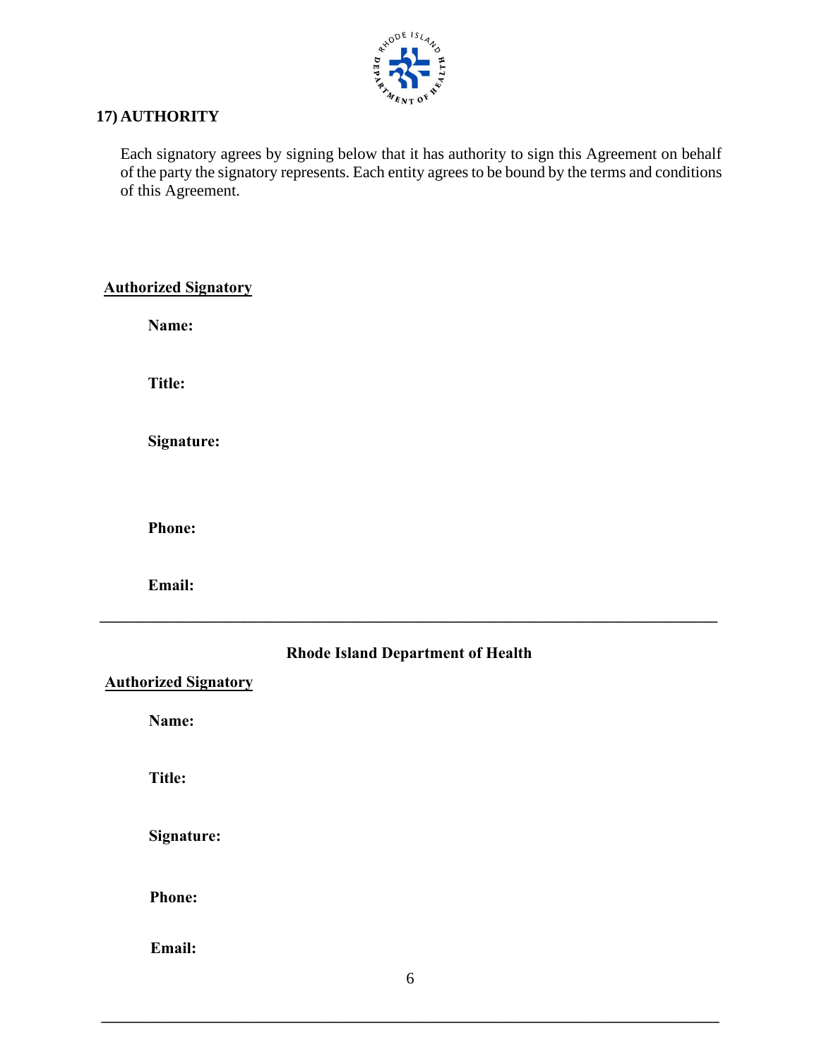## 17) AUTHORITY

Each signatory agrees by signing below that it has authority to sign this Agreement on behalf of the party the signatory represents. Each entity agrees to be bound by the terms and conditions of this Agreement.

**Authorized Signatory**

**Name:**

**Title:**

**Signature:**

**Phone:**

**Email:**

---

**Rhode Island Department of Health**

**Authorized Signatory**

**Name:**

**Title:**

**Signature:**

**Phone:**

**Email:**

---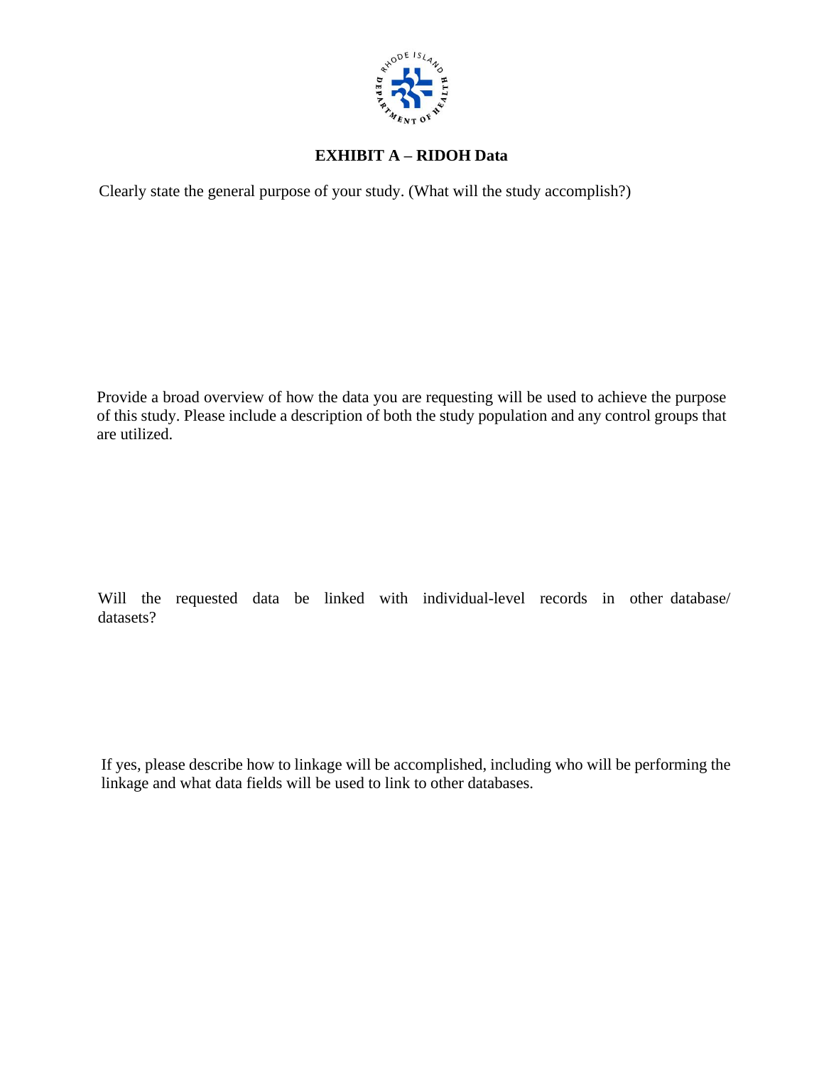# EXHIBIT A – RIDOH Data

Clearly state the general purpose of your study. (What will the study accomplish?)

Provide a broad overview of how the data you are requesting will be used to achieve the purpose of this study. Please include a description of both the study population and any control groups that are utilized.

Will the requested data be linked with individual-level records in other database/ datasets?

If yes, please describe how to linkage will be accomplished, including who will be performing the linkage and what data fields will be used to link to other databases.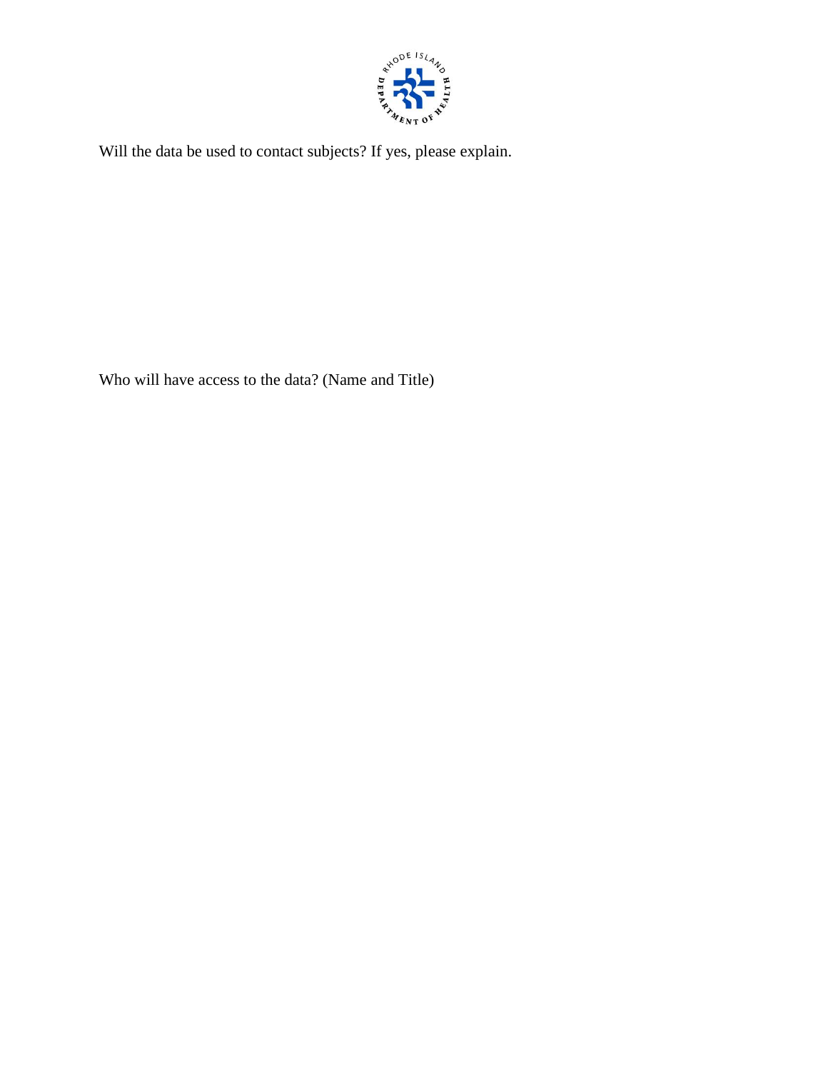Will the data be used to contact subjects? If yes, please explain.

Who will have access to the data? (Name and Title)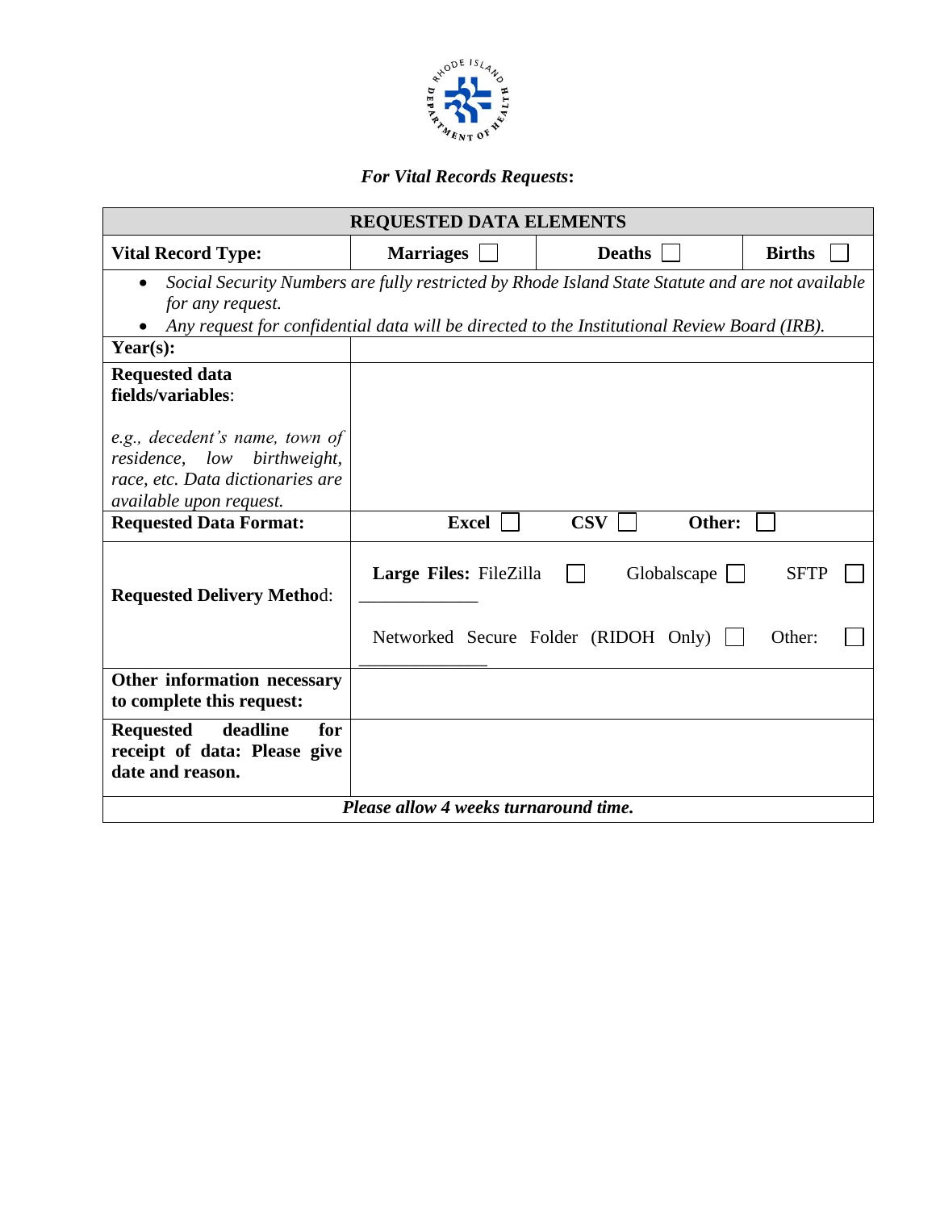*For Vital Records Requests***:**

| REQUESTED DATA ELEMENTS | | | |
|---|---|---|---|
| **Vital Record Type:** | **Marriages** ☐ | **Deaths** ☐ | **Births** ☐ |
| • *Social Security Numbers are fully restricted by Rhode Island State Statute and are not available for any request.* <br> • *Any request for confidential data will be directed to the Institutional Review Board (IRB).* | | | |
| **Year(s):** | | | |
| **Requested data fields/variables**: <br><br> *e.g., decedent's name, town of residence, low birthweight, race, etc. Data dictionaries are available upon request.* | | | |
| **Requested Data Format:** | **Excel** ☐ **CSV** ☐ **Other:** ☐ | | |
| **Requested Delivery Method**: | **Large Files:** FileZilla ☐ Globalscape ☐ SFTP ☐ ____________ <br><br> Networked Secure Folder (RIDOH Only) ☐ Other: ☐ ______________ | | |
| **Other information necessary to complete this request:** | | | |
| **Requested deadline for receipt of data: Please give date and reason.** | | | |
| ***Please allow 4 weeks turnaround time.*** | | | |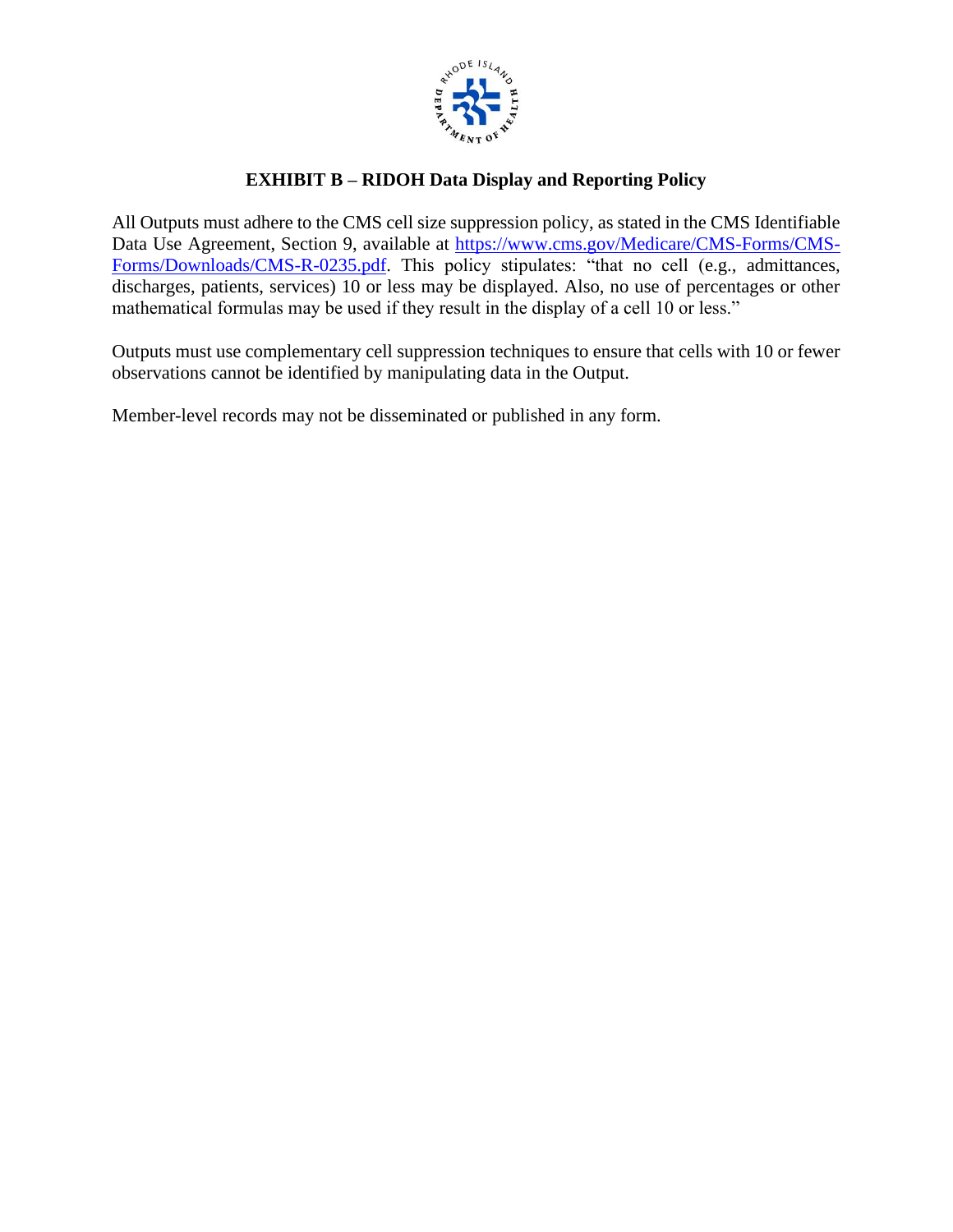## EXHIBIT B – RIDOH Data Display and Reporting Policy

All Outputs must adhere to the CMS cell size suppression policy, as stated in the CMS Identifiable Data Use Agreement, Section 9, available at [https://www.cms.gov/Medicare/CMS-Forms/CMS-Forms/Downloads/CMS-R-0235.pdf](https://www.cms.gov/Medicare/CMS-Forms/CMS-Forms/Downloads/CMS-R-0235.pdf). This policy stipulates: "that no cell (e.g., admittances, discharges, patients, services) 10 or less may be displayed. Also, no use of percentages or other mathematical formulas may be used if they result in the display of a cell 10 or less."

Outputs must use complementary cell suppression techniques to ensure that cells with 10 or fewer observations cannot be identified by manipulating data in the Output.

Member-level records may not be disseminated or published in any form.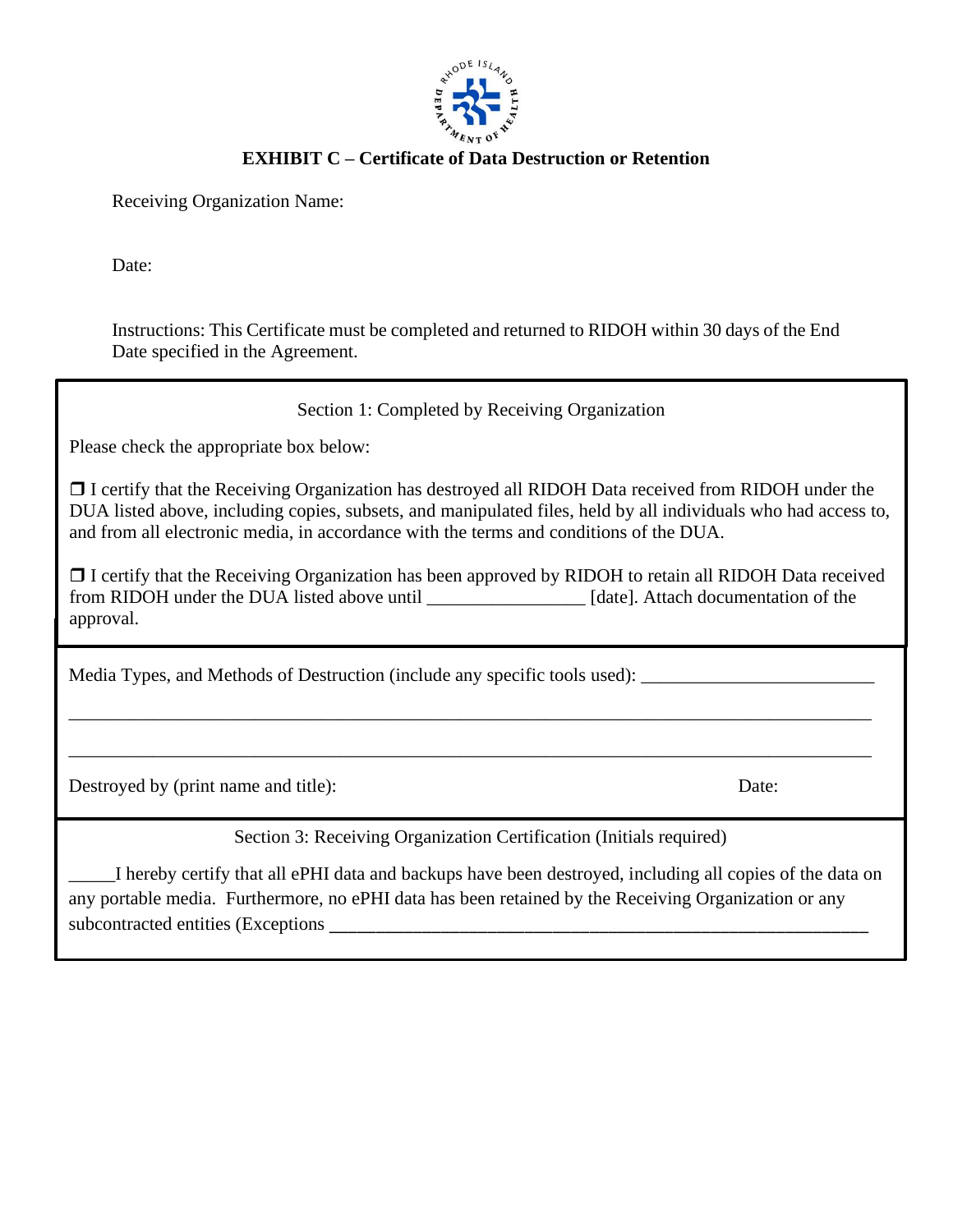## EXHIBIT C – Certificate of Data Destruction or Retention

Receiving Organization Name:

Date:

Instructions: This Certificate must be completed and returned to RIDOH within 30 days of the End Date specified in the Agreement.

Section 1: Completed by Receiving Organization

Please check the appropriate box below:

❐ I certify that the Receiving Organization has destroyed all RIDOH Data received from RIDOH under the DUA listed above, including copies, subsets, and manipulated files, held by all individuals who had access to, and from all electronic media, in accordance with the terms and conditions of the DUA.

❐ I certify that the Receiving Organization has been approved by RIDOH to retain all RIDOH Data received from RIDOH under the DUA listed above until _________________ [date]. Attach documentation of the approval.

Media Types, and Methods of Destruction (include any specific tools used): _________________________

_____________________________________________________________________________________

_____________________________________________________________________________________

Destroyed by (print name and title): Date:

Section 3: Receiving Organization Certification (Initials required)

_____I hereby certify that all ePHI data and backups have been destroyed, including all copies of the data on any portable media. Furthermore, no ePHI data has been retained by the Receiving Organization or any subcontracted entities (Exceptions ___________________________________________________________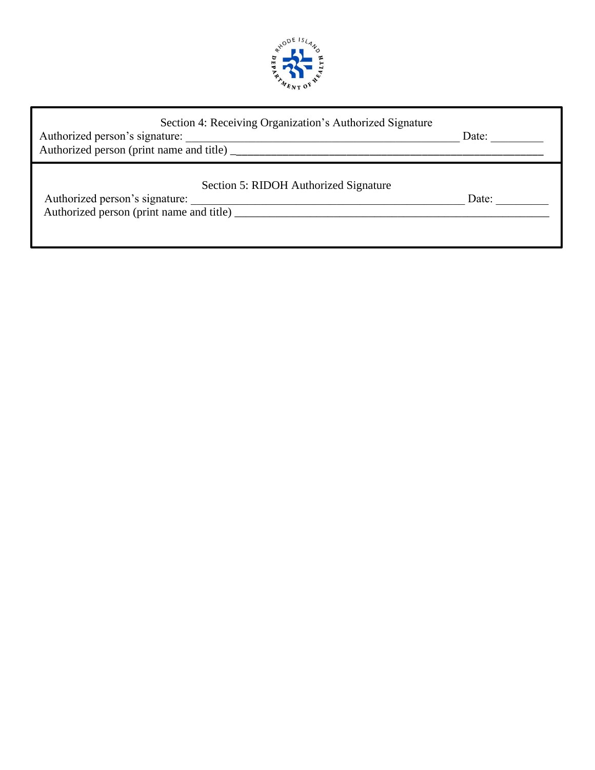Section 4: Receiving Organization's Authorized Signature

Authorized person's signature: _______________________________________________ Date: ________

Authorized person (print name and title) _______________________________________________________

Section 5: RIDOH Authorized Signature

Authorized person's signature: _______________________________________________ Date: ________

Authorized person (print name and title) _______________________________________________________